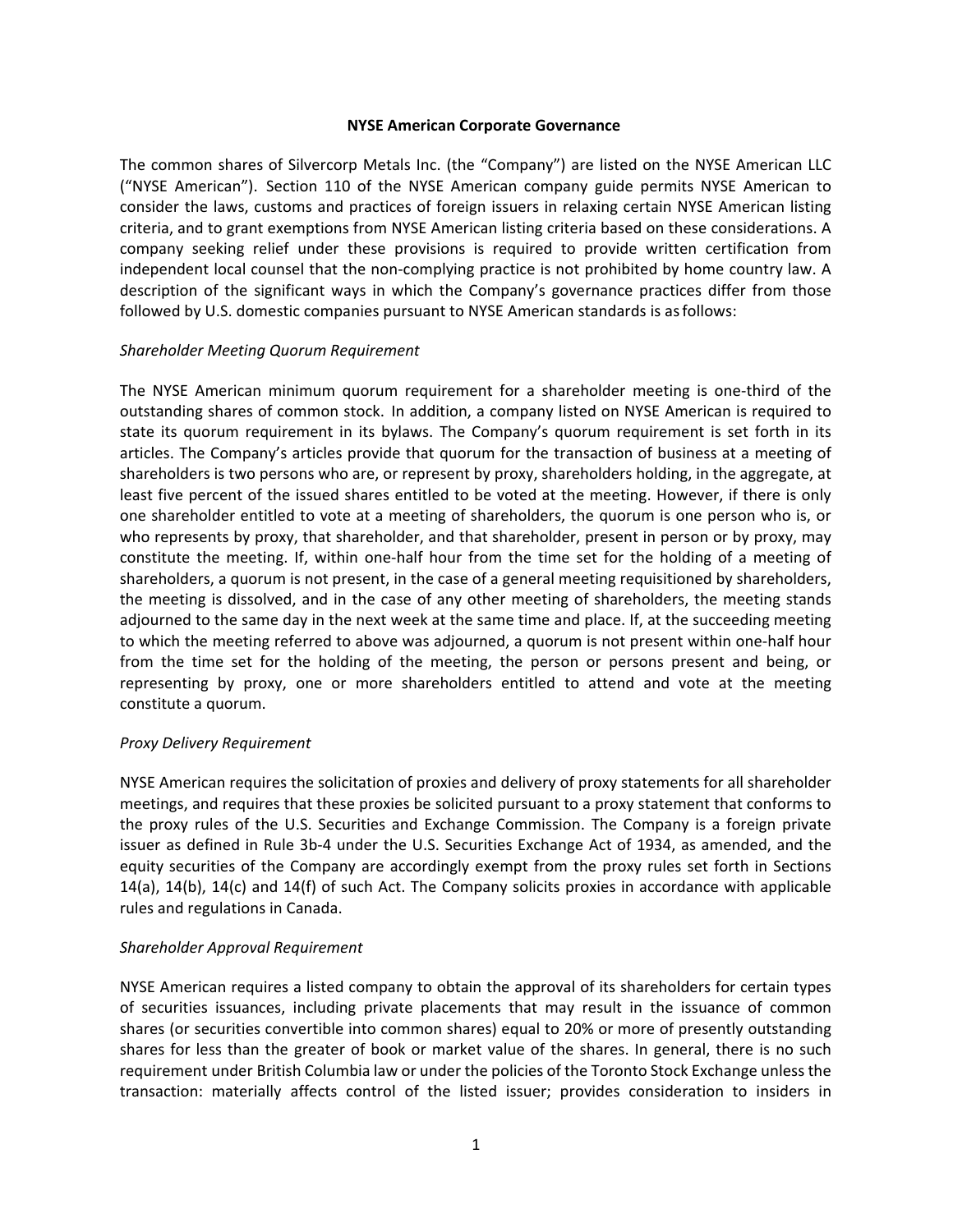**NYSE American Corporate Governance**

The common shares of Silvercorp Metals Inc. (the "Company") are listed on the NYSE American LLC ("NYSE American"). Section 110 of the NYSE American company guide permits NYSE American to consider the laws, customs and practices of foreign issuers in relaxing certain NYSE American listing criteria, and to grant exemptions from NYSE American listing criteria based on these considerations. A company seeking relief under these provisions is required to provide written certification from independent local counsel that the non-complying practice is not prohibited by home country law. A description of the significant ways in which the Company's governance practices differ from those followed by U.S. domestic companies pursuant to NYSE American standards is as follows:

*Shareholder Meeting Quorum Requirement*

The NYSE American minimum quorum requirement for a shareholder meeting is one-third of the outstanding shares of common stock. In addition, a company listed on NYSE American is required to state its quorum requirement in its bylaws. The Company's quorum requirement is set forth in its articles. The Company's articles provide that quorum for the transaction of business at a meeting of shareholders is two persons who are, or represent by proxy, shareholders holding, in the aggregate, at least five percent of the issued shares entitled to be voted at the meeting. However, if there is only one shareholder entitled to vote at a meeting of shareholders, the quorum is one person who is, or who represents by proxy, that shareholder, and that shareholder, present in person or by proxy, may constitute the meeting. If, within one-half hour from the time set for the holding of a meeting of shareholders, a quorum is not present, in the case of a general meeting requisitioned by shareholders, the meeting is dissolved, and in the case of any other meeting of shareholders, the meeting stands adjourned to the same day in the next week at the same time and place. If, at the succeeding meeting to which the meeting referred to above was adjourned, a quorum is not present within one-half hour from the time set for the holding of the meeting, the person or persons present and being, or representing by proxy, one or more shareholders entitled to attend and vote at the meeting constitute a quorum.

*Proxy Delivery Requirement*

NYSE American requires the solicitation of proxies and delivery of proxy statements for all shareholder meetings, and requires that these proxies be solicited pursuant to a proxy statement that conforms to the proxy rules of the U.S. Securities and Exchange Commission. The Company is a foreign private issuer as defined in Rule 3b-4 under the U.S. Securities Exchange Act of 1934, as amended, and the equity securities of the Company are accordingly exempt from the proxy rules set forth in Sections 14(a), 14(b), 14(c) and 14(f) of such Act. The Company solicits proxies in accordance with applicable rules and regulations in Canada.

*Shareholder Approval Requirement*

NYSE American requires a listed company to obtain the approval of its shareholders for certain types of securities issuances, including private placements that may result in the issuance of common shares (or securities convertible into common shares) equal to 20% or more of presently outstanding shares for less than the greater of book or market value of the shares. In general, there is no such requirement under British Columbia law or under the policies of the Toronto Stock Exchange unless the transaction: materially affects control of the listed issuer; provides consideration to insiders in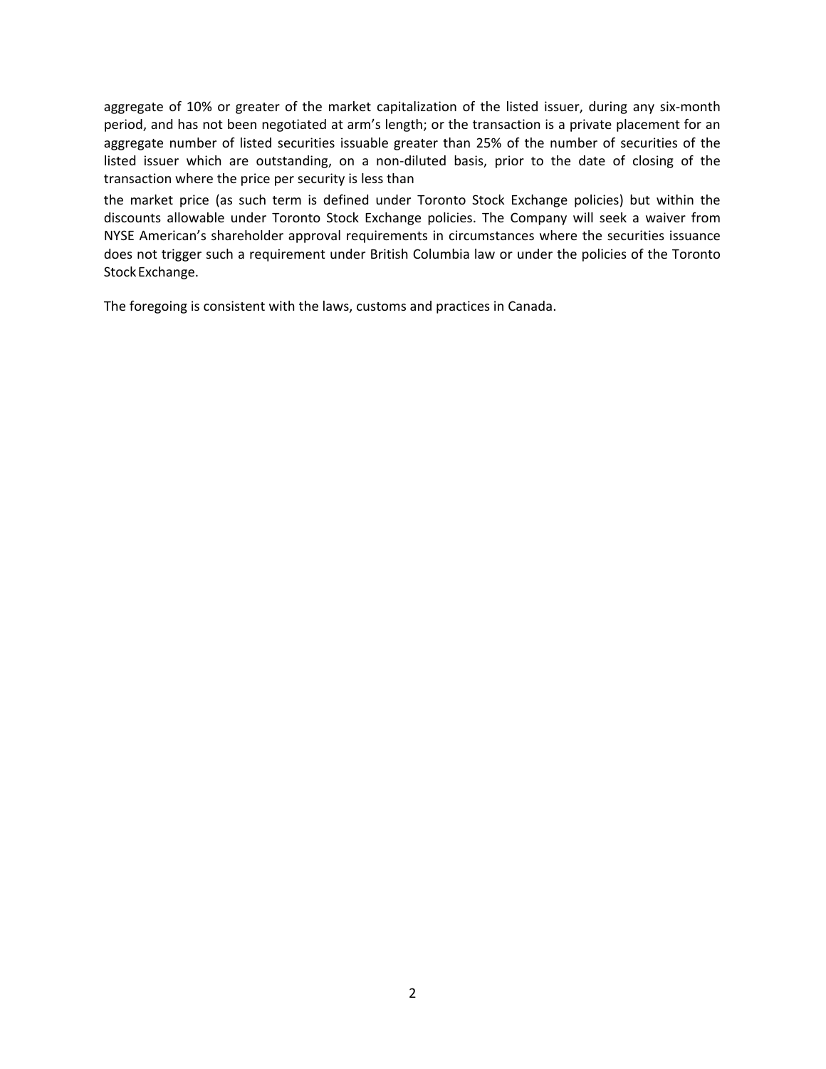aggregate of 10% or greater of the market capitalization of the listed issuer, during any six-month period, and has not been negotiated at arm's length; or the transaction is a private placement for an aggregate number of listed securities issuable greater than 25% of the number of securities of the listed issuer which are outstanding, on a non-diluted basis, prior to the date of closing of the transaction where the price per security is less than the market price (as such term is defined under Toronto Stock Exchange policies) but within the discounts allowable under Toronto Stock Exchange policies. The Company will seek a waiver from NYSE American's shareholder approval requirements in circumstances where the securities issuance does not trigger such a requirement under British Columbia law or under the policies of the Toronto Stock Exchange.

The foregoing is consistent with the laws, customs and practices in Canada.